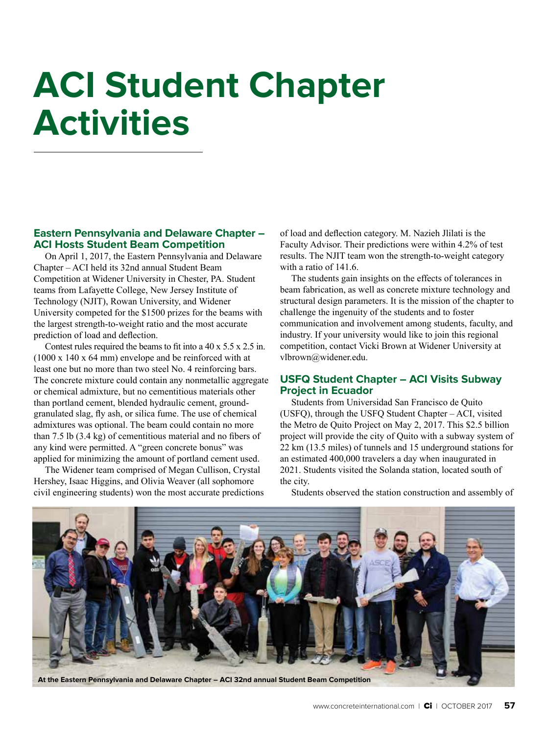# ACI Student Chapter Activities

## Eastern Pennsylvania and Delaware Chapter – ACI Hosts Student Beam Competition

On April 1, 2017, the Eastern Pennsylvania and Delaware Chapter – ACI held its 32nd annual Student Beam Competition at Widener University in Chester, PA. Student teams from Lafayette College, New Jersey Institute of Technology (NJIT), Rowan University, and Widener University competed for the $1500 prizes for the beams with the largest strength-to-weight ratio and the most accurate prediction of load and deflection.

Contest rules required the beams to fit into a 40 x 5.5 x 2.5 in. (1000 x 140 x 64 mm) envelope and be reinforced with at least one but no more than two steel No. 4 reinforcing bars. The concrete mixture could contain any nonmetallic aggregate or chemical admixture, but no cementitious materials other than portland cement, blended hydraulic cement, ground-granulated slag, fly ash, or silica fume. The use of chemical admixtures was optional. The beam could contain no more than 7.5 lb (3.4 kg) of cementitious material and no fibers of any kind were permitted. A "green concrete bonus" was applied for minimizing the amount of portland cement used.

The Widener team comprised of Megan Cullison, Crystal Hershey, Isaac Higgins, and Olivia Weaver (all sophomore civil engineering students) won the most accurate predictions of load and deflection category. M. Nazieh Jlilati is the Faculty Advisor. Their predictions were within 4.2% of test results. The NJIT team won the strength-to-weight category with a ratio of 141.6.

The students gain insights on the effects of tolerances in beam fabrication, as well as concrete mixture technology and structural design parameters. It is the mission of the chapter to challenge the ingenuity of the students and to foster communication and involvement among students, faculty, and industry. If your university would like to join this regional competition, contact Vicki Brown at Widener University at vlbrown@widener.edu.

At the Eastern Pennsylvania and Delaware Chapter – ACI 32nd annual Student Beam Competition

## USFQ Student Chapter – ACI Visits Subway Project in Ecuador

Students from Universidad San Francisco de Quito (USFQ), through the USFQ Student Chapter – ACI, visited the Metro de Quito Project on May 2, 2017. This $2.5 billion project will provide the city of Quito with a subway system of 22 km (13.5 miles) of tunnels and 15 underground stations for an estimated 400,000 travelers a day when inaugurated in 2021. Students visited the Solanda station, located south of the city.

Students observed the station construction and assembly of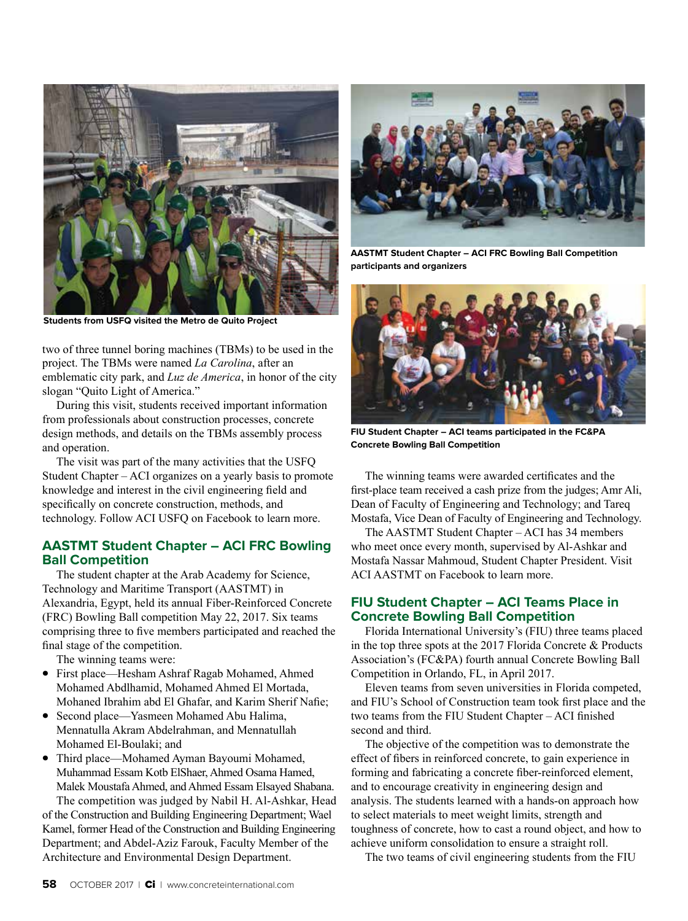Students from USFQ visited the Metro de Quito Project

two of three tunnel boring machines (TBMs) to be used in the project. The TBMs were named *La Carolina*, after an emblematic city park, and *Luz de America*, in honor of the city slogan "Quito Light of America."

During this visit, students received important information from professionals about construction processes, concrete design methods, and details on the TBMs assembly process and operation.

The visit was part of the many activities that the USFQ Student Chapter – ACI organizes on a yearly basis to promote knowledge and interest in the civil engineering field and specifically on concrete construction, methods, and technology. Follow ACI USFQ on Facebook to learn more.

## AASTMT Student Chapter – ACI FRC Bowling Ball Competition

The student chapter at the Arab Academy for Science, Technology and Maritime Transport (AASTMT) in Alexandria, Egypt, held its annual Fiber-Reinforced Concrete (FRC) Bowling Ball competition May 22, 2017. Six teams comprising three to five members participated and reached the final stage of the competition.

The winning teams were:

- First place—Hesham Ashraf Ragab Mohamed, Ahmed Mohamed Abdlhamid, Mohamed Ahmed El Mortada, Mohaned Ibrahim abd El Ghafar, and Karim Sherif Nafie;
- Second place—Yasmeen Mohamed Abu Halima, Mennatulla Akram Abdelrahman, and Mennatullah Mohamed El-Boulaki; and
- Third place—Mohamed Ayman Bayoumi Mohamed, Muhammad Essam Kotb ElShaer, Ahmed Osama Hamed, Malek Moustafa Ahmed, and Ahmed Essam Elsayed Shabana.

The competition was judged by Nabil H. Al-Ashkar, Head of the Construction and Building Engineering Department; Wael Kamel, former Head of the Construction and Building Engineering Department; and Abdel-Aziz Farouk, Faculty Member of the Architecture and Environmental Design Department.

AASTMT Student Chapter – ACI FRC Bowling Ball Competition participants and organizers

FIU Student Chapter – ACI teams participated in the FC&PA Concrete Bowling Ball Competition

The winning teams were awarded certificates and the first-place team received a cash prize from the judges; Amr Ali, Dean of Faculty of Engineering and Technology; and Tareq Mostafa, Vice Dean of Faculty of Engineering and Technology.

The AASTMT Student Chapter – ACI has 34 members who meet once every month, supervised by Al-Ashkar and Mostafa Nassar Mahmoud, Student Chapter President. Visit ACI AASTMT on Facebook to learn more.

## FIU Student Chapter – ACI Teams Place in Concrete Bowling Ball Competition

Florida International University's (FIU) three teams placed in the top three spots at the 2017 Florida Concrete & Products Association's (FC&PA) fourth annual Concrete Bowling Ball Competition in Orlando, FL, in April 2017.

Eleven teams from seven universities in Florida competed, and FIU's School of Construction team took first place and the two teams from the FIU Student Chapter – ACI finished second and third.

The objective of the competition was to demonstrate the effect of fibers in reinforced concrete, to gain experience in forming and fabricating a concrete fiber-reinforced element, and to encourage creativity in engineering design and analysis. The students learned with a hands-on approach how to select materials to meet weight limits, strength and toughness of concrete, how to cast a round object, and how to achieve uniform consolidation to ensure a straight roll.

The two teams of civil engineering students from the FIU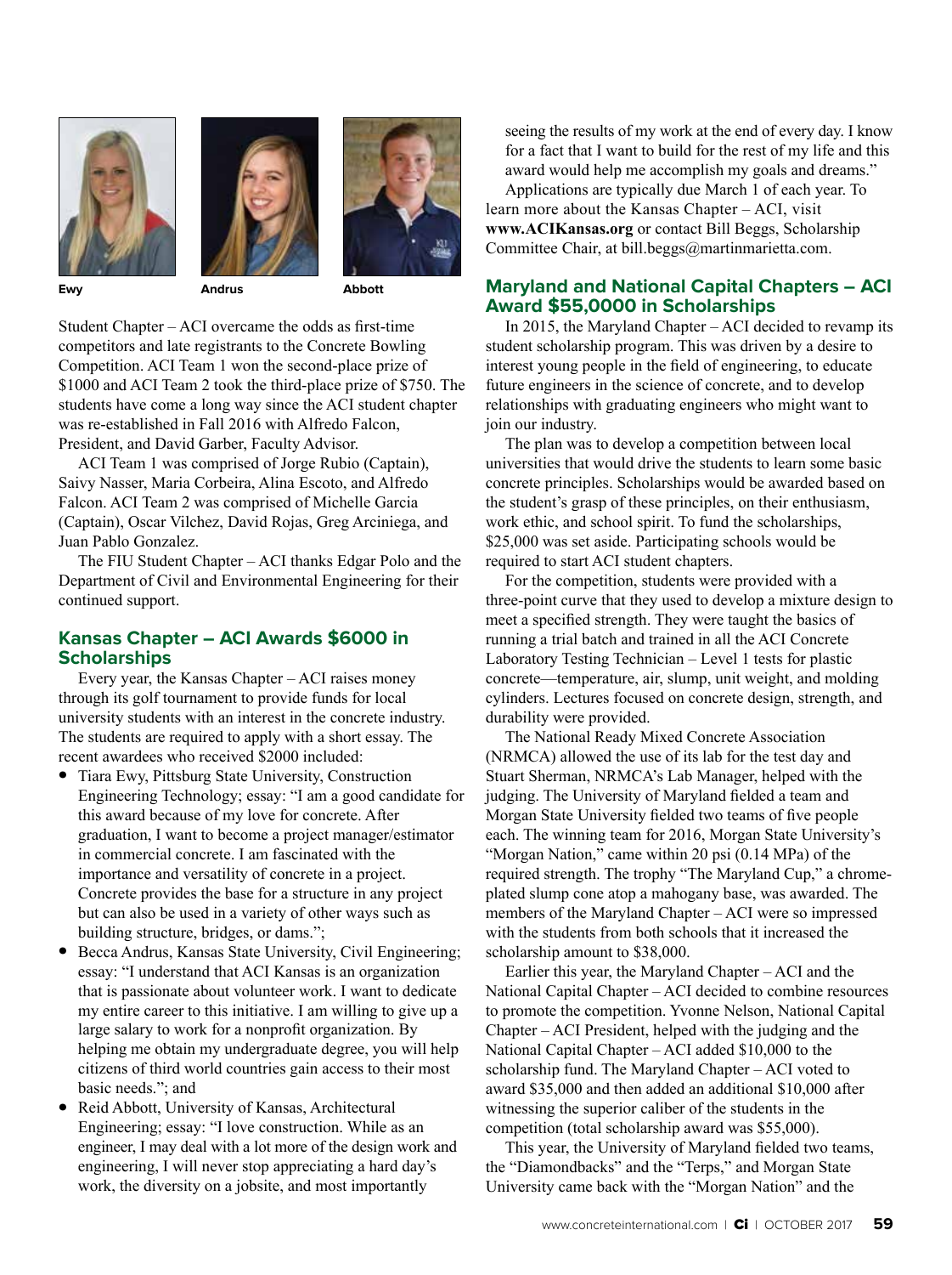Ewy

Andrus

Abbott

Student Chapter – ACI overcame the odds as first-time competitors and late registrants to the Concrete Bowling Competition. ACI Team 1 won the second-place prize of $1000 and ACI Team 2 took the third-place prize of $750. The students have come a long way since the ACI student chapter was re-established in Fall 2016 with Alfredo Falcon, President, and David Garber, Faculty Advisor.

ACI Team 1 was comprised of Jorge Rubio (Captain), Saivy Nasser, Maria Corbeira, Alina Escoto, and Alfredo Falcon. ACI Team 2 was comprised of Michelle Garcia (Captain), Oscar Vilchez, David Rojas, Greg Arciniega, and Juan Pablo Gonzalez.

The FIU Student Chapter – ACI thanks Edgar Polo and the Department of Civil and Environmental Engineering for their continued support.

## Kansas Chapter – ACI Awards $6000 in Scholarships

Every year, the Kansas Chapter – ACI raises money through its golf tournament to provide funds for local university students with an interest in the concrete industry. The students are required to apply with a short essay. The recent awardees who received $2000 included:

- Tiara Ewy, Pittsburg State University, Construction Engineering Technology; essay: "I am a good candidate for this award because of my love for concrete. After graduation, I want to become a project manager/estimator in commercial concrete. I am fascinated with the importance and versatility of concrete in a project. Concrete provides the base for a structure in any project but can also be used in a variety of other ways such as building structure, bridges, or dams.";
- Becca Andrus, Kansas State University, Civil Engineering; essay: "I understand that ACI Kansas is an organization that is passionate about volunteer work. I want to dedicate my entire career to this initiative. I am willing to give up a large salary to work for a nonprofit organization. By helping me obtain my undergraduate degree, you will help citizens of third world countries gain access to their most basic needs."; and
- Reid Abbott, University of Kansas, Architectural Engineering; essay: "I love construction. While as an engineer, I may deal with a lot more of the design work and engineering, I will never stop appreciating a hard day's work, the diversity on a jobsite, and most importantly seeing the results of my work at the end of every day. I know for a fact that I want to build for the rest of my life and this award would help me accomplish my goals and dreams."

Applications are typically due March 1 of each year. To learn more about the Kansas Chapter – ACI, visit **www.ACIKansas.org** or contact Bill Beggs, Scholarship Committee Chair, at bill.beggs@martinmarietta.com.

## Maryland and National Capital Chapters – ACI Award $55,0000 in Scholarships

In 2015, the Maryland Chapter – ACI decided to revamp its student scholarship program. This was driven by a desire to interest young people in the field of engineering, to educate future engineers in the science of concrete, and to develop relationships with graduating engineers who might want to join our industry.

The plan was to develop a competition between local universities that would drive the students to learn some basic concrete principles. Scholarships would be awarded based on the student's grasp of these principles, on their enthusiasm, work ethic, and school spirit. To fund the scholarships, $25,000 was set aside. Participating schools would be required to start ACI student chapters.

For the competition, students were provided with a three-point curve that they used to develop a mixture design to meet a specified strength. They were taught the basics of running a trial batch and trained in all the ACI Concrete Laboratory Testing Technician – Level 1 tests for plastic concrete—temperature, air, slump, unit weight, and molding cylinders. Lectures focused on concrete design, strength, and durability were provided.

The National Ready Mixed Concrete Association (NRMCA) allowed the use of its lab for the test day and Stuart Sherman, NRMCA's Lab Manager, helped with the judging. The University of Maryland fielded a team and Morgan State University fielded two teams of five people each. The winning team for 2016, Morgan State University's "Morgan Nation," came within 20 psi (0.14 MPa) of the required strength. The trophy "The Maryland Cup," a chrome-plated slump cone atop a mahogany base, was awarded. The members of the Maryland Chapter – ACI were so impressed with the students from both schools that it increased the scholarship amount to $38,000.

Earlier this year, the Maryland Chapter – ACI and the National Capital Chapter – ACI decided to combine resources to promote the competition. Yvonne Nelson, National Capital Chapter – ACI President, helped with the judging and the National Capital Chapter – ACI added $10,000 to the scholarship fund. The Maryland Chapter – ACI voted to award $35,000 and then added an additional $10,000 after witnessing the superior caliber of the students in the competition (total scholarship award was $55,000).

This year, the University of Maryland fielded two teams, the "Diamondbacks" and the "Terps," and Morgan State University came back with the "Morgan Nation" and the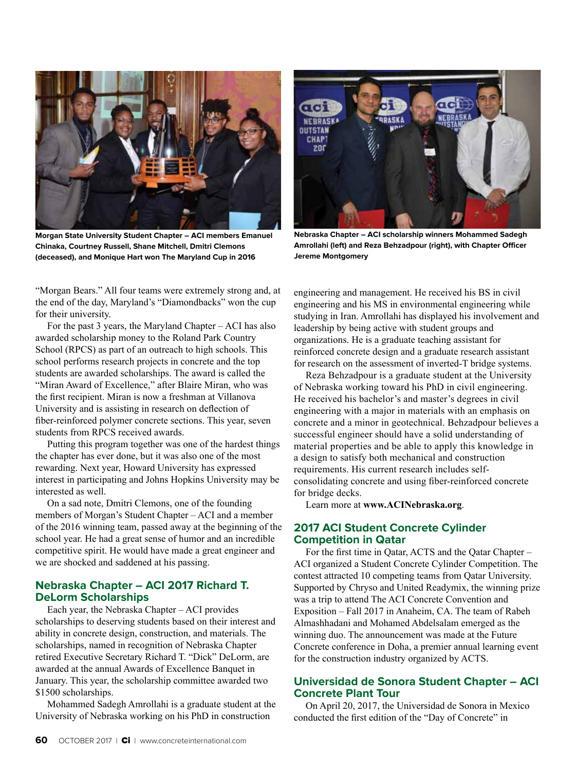Morgan State University Student Chapter – ACI members Emanuel Chinaka, Courtney Russell, Shane Mitchell, Dmitri Clemons (deceased), and Monique Hart won The Maryland Cup in 2016

Nebraska Chapter – ACI scholarship winners Mohammed Sadegh Amrollahi (left) and Reza Behzadpour (right), with Chapter Officer Jereme Montgomery

"Morgan Bears." All four teams were extremely strong and, at the end of the day, Maryland's "Diamondbacks" won the cup for their university.

For the past 3 years, the Maryland Chapter – ACI has also awarded scholarship money to the Roland Park Country School (RPCS) as part of an outreach to high schools. This school performs research projects in concrete and the top students are awarded scholarships. The award is called the "Miran Award of Excellence," after Blaire Miran, who was the first recipient. Miran is now a freshman at Villanova University and is assisting in research on deflection of fiber-reinforced polymer concrete sections. This year, seven students from RPCS received awards.

Putting this program together was one of the hardest things the chapter has ever done, but it was also one of the most rewarding. Next year, Howard University has expressed interest in participating and Johns Hopkins University may be interested as well.

On a sad note, Dmitri Clemons, one of the founding members of Morgan's Student Chapter – ACI and a member of the 2016 winning team, passed away at the beginning of the school year. He had a great sense of humor and an incredible competitive spirit. He would have made a great engineer and we are shocked and saddened at his passing.

## Nebraska Chapter – ACI 2017 Richard T. DeLorm Scholarships

Each year, the Nebraska Chapter – ACI provides scholarships to deserving students based on their interest and ability in concrete design, construction, and materials. The scholarships, named in recognition of Nebraska Chapter retired Executive Secretary Richard T. "Dick" DeLorm, are awarded at the annual Awards of Excellence Banquet in January. This year, the scholarship committee awarded two $1500 scholarships.

Mohammed Sadegh Amrollahi is a graduate student at the University of Nebraska working on his PhD in construction engineering and management. He received his BS in civil engineering and his MS in environmental engineering while studying in Iran. Amrollahi has displayed his involvement and leadership by being active with student groups and organizations. He is a graduate teaching assistant for reinforced concrete design and a graduate research assistant for research on the assessment of inverted-T bridge systems.

Reza Behzadpour is a graduate student at the University of Nebraska working toward his PhD in civil engineering. He received his bachelor's and master's degrees in civil engineering with a major in materials with an emphasis on concrete and a minor in geotechnical. Behzadpour believes a successful engineer should have a solid understanding of material properties and be able to apply this knowledge in a design to satisfy both mechanical and construction requirements. His current research includes self-consolidating concrete and using fiber-reinforced concrete for bridge decks.

Learn more at **www.ACINebraska.org**.

## 2017 ACI Student Concrete Cylinder Competition in Qatar

For the first time in Qatar, ACTS and the Qatar Chapter – ACI organized a Student Concrete Cylinder Competition. The contest attracted 10 competing teams from Qatar University. Supported by Chryso and United Readymix, the winning prize was a trip to attend The ACI Concrete Convention and Exposition – Fall 2017 in Anaheim, CA. The team of Rabeh Almashhadani and Mohamed Abdelsalam emerged as the winning duo. The announcement was made at the Future Concrete conference in Doha, a premier annual learning event for the construction industry organized by ACTS.

## Universidad de Sonora Student Chapter – ACI Concrete Plant Tour

On April 20, 2017, the Universidad de Sonora in Mexico conducted the first edition of the "Day of Concrete" in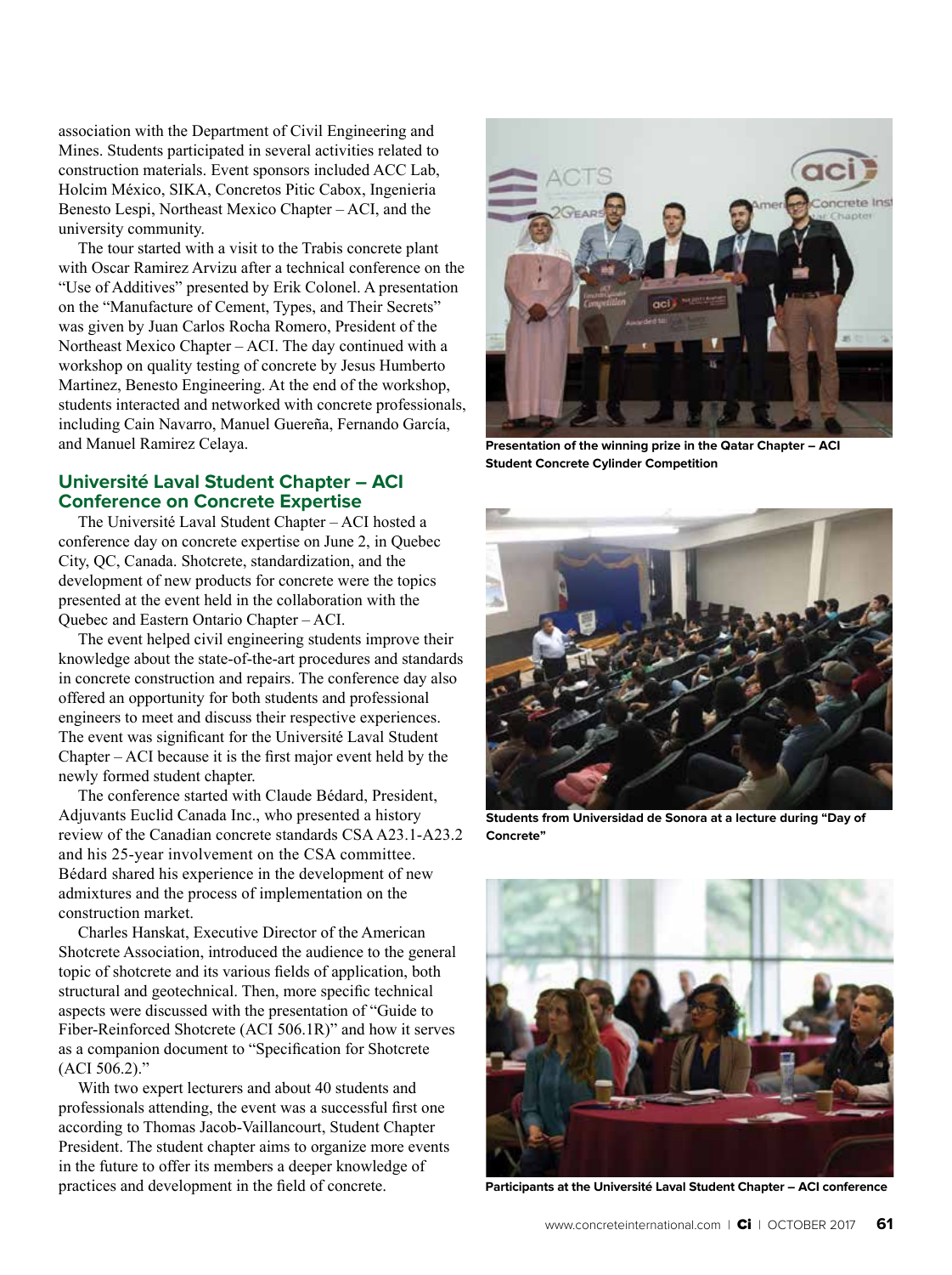association with the Department of Civil Engineering and Mines. Students participated in several activities related to construction materials. Event sponsors included ACC Lab, Holcim México, SIKA, Concretos Pitic Cabox, Ingenieria Benesto Lespi, Northeast Mexico Chapter – ACI, and the university community.

The tour started with a visit to the Trabis concrete plant with Oscar Ramirez Arvizu after a technical conference on the "Use of Additives" presented by Erik Colonel. A presentation on the "Manufacture of Cement, Types, and Their Secrets" was given by Juan Carlos Rocha Romero, President of the Northeast Mexico Chapter – ACI. The day continued with a workshop on quality testing of concrete by Jesus Humberto Martinez, Benesto Engineering. At the end of the workshop, students interacted and networked with concrete professionals, including Cain Navarro, Manuel Guereña, Fernando García, and Manuel Ramirez Celaya.

## Université Laval Student Chapter – ACI Conference on Concrete Expertise

The Université Laval Student Chapter – ACI hosted a conference day on concrete expertise on June 2, in Quebec City, QC, Canada. Shotcrete, standardization, and the development of new products for concrete were the topics presented at the event held in the collaboration with the Quebec and Eastern Ontario Chapter – ACI.

The event helped civil engineering students improve their knowledge about the state-of-the-art procedures and standards in concrete construction and repairs. The conference day also offered an opportunity for both students and professional engineers to meet and discuss their respective experiences. The event was significant for the Université Laval Student Chapter – ACI because it is the first major event held by the newly formed student chapter.

The conference started with Claude Bédard, President, Adjuvants Euclid Canada Inc., who presented a history review of the Canadian concrete standards CSA A23.1-A23.2 and his 25-year involvement on the CSA committee. Bédard shared his experience in the development of new admixtures and the process of implementation on the construction market.

Charles Hanskat, Executive Director of the American Shotcrete Association, introduced the audience to the general topic of shotcrete and its various fields of application, both structural and geotechnical. Then, more specific technical aspects were discussed with the presentation of "Guide to Fiber-Reinforced Shotcrete (ACI 506.1R)" and how it serves as a companion document to "Specification for Shotcrete (ACI 506.2)."

With two expert lecturers and about 40 students and professionals attending, the event was a successful first one according to Thomas Jacob-Vaillancourt, Student Chapter President. The student chapter aims to organize more events in the future to offer its members a deeper knowledge of practices and development in the field of concrete.

**Presentation of the winning prize in the Qatar Chapter – ACI Student Concrete Cylinder Competition**

**Students from Universidad de Sonora at a lecture during "Day of Concrete"**

**Participants at the Université Laval Student Chapter – ACI conference**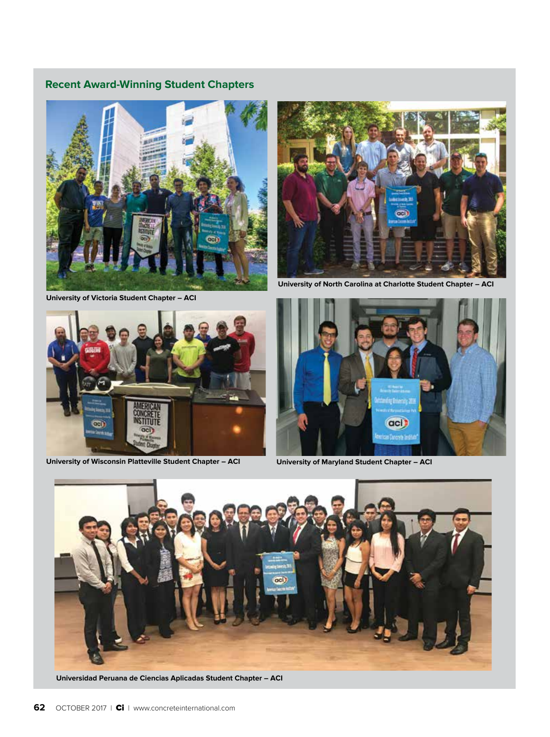## Recent Award-Winning Student Chapters

**University of Victoria Student Chapter – ACI**

**University of North Carolina at Charlotte Student Chapter – ACI**

**University of Wisconsin Platteville Student Chapter – ACI**

**University of Maryland Student Chapter – ACI**

**Universidad Peruana de Ciencias Aplicadas Student Chapter – ACI**